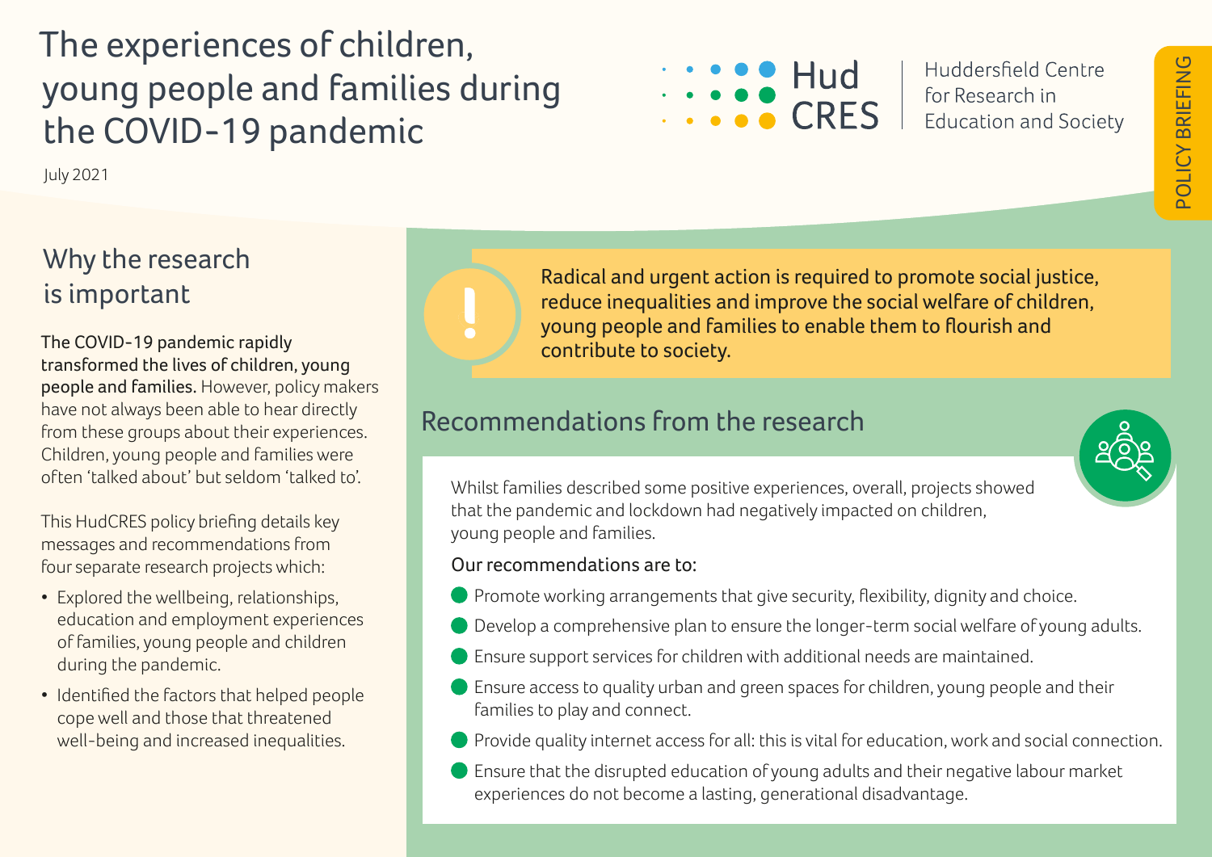# The experiences of children, young people and families during the COVID-19 pandemic

July 2021

Hud CRES — Huddersfield Centre for Research in Education and Society

POLICY BRIEFING

## Why the research is important

**The COVID-19 pandemic rapidly transformed the lives of children, young people and families.** However, policy makers have not always been able to hear directly from these groups about their experiences. Children, young people and families were often 'talked about' but seldom 'talked to'.

This HudCRES policy briefing details key messages and recommendations from four separate research projects which:

- Explored the wellbeing, relationships, education and employment experiences of families, young people and children during the pandemic.
- Identified the factors that helped people cope well and those that threatened well-being and increased inequalities.

> Radical and urgent action is required to promote social justice, reduce inequalities and improve the social welfare of children, young people and families to enable them to flourish and contribute to society.

## Recommendations from the research

Whilst families described some positive experiences, overall, projects showed that the pandemic and lockdown had negatively impacted on children, young people and families.

Our recommendations are to:

- Promote working arrangements that give security, flexibility, dignity and choice.
- Develop a comprehensive plan to ensure the longer-term social welfare of young adults.
- Ensure support services for children with additional needs are maintained.
- Ensure access to quality urban and green spaces for children, young people and their families to play and connect.
- Provide quality internet access for all: this is vital for education, work and social connection.
- Ensure that the disrupted education of young adults and their negative labour market experiences do not become a lasting, generational disadvantage.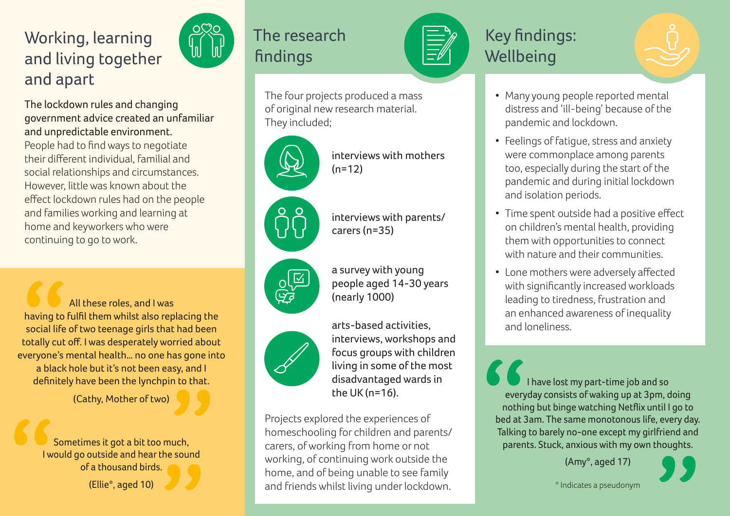## Working, learning and living together and apart

**The lockdown rules and changing government advice created an unfamiliar and unpredictable environment.** People had to find ways to negotiate their different individual, familial and social relationships and circumstances. However, little was known about the effect lockdown rules had on the people and families working and learning at home and keyworkers who were continuing to go to work.

> All these roles, and I was having to fulfil them whilst also replacing the social life of two teenage girls that had been totally cut off. I was desperately worried about everyone's mental health... no one has gone into a black hole but it's not been easy, and I definitely have been the lynchpin to that.
>
> (Cathy, Mother of two)

> Sometimes it got a bit too much, I would go outside and hear the sound of a thousand birds.
>
> (Ellie*, aged 10)

## The research findings

The four projects produced a mass of original new research material. They included;

- interviews with mothers (n=12)
- interviews with parents/ carers (n=35)
- a survey with young people aged 14-30 years (nearly 1000)
- arts-based activities, interviews, workshops and focus groups with children living in some of the most disadvantaged wards in the UK (n=16).

Projects explored the experiences of homeschooling for children and parents/ carers, of working from home or not working, of continuing work outside the home, and of being unable to see family and friends whilst living under lockdown.

## Key findings: Wellbeing

- Many young people reported mental distress and 'ill-being' because of the pandemic and lockdown.
- Feelings of fatigue, stress and anxiety were commonplace among parents too, especially during the start of the pandemic and during initial lockdown and isolation periods.
- Time spent outside had a positive effect on children's mental health, providing them with opportunities to connect with nature and their communities.
- Lone mothers were adversely affected with significantly increased workloads leading to tiredness, frustration and an enhanced awareness of inequality and loneliness.

> I have lost my part-time job and so everyday consists of waking up at 3pm, doing nothing but binge watching Netflix until I go to bed at 3am. The same monotonous life, every day. Talking to barely no-one except my girlfriend and parents. Stuck, anxious with my own thoughts.
>
> (Amy*, aged 17)

* Indicates a pseudonym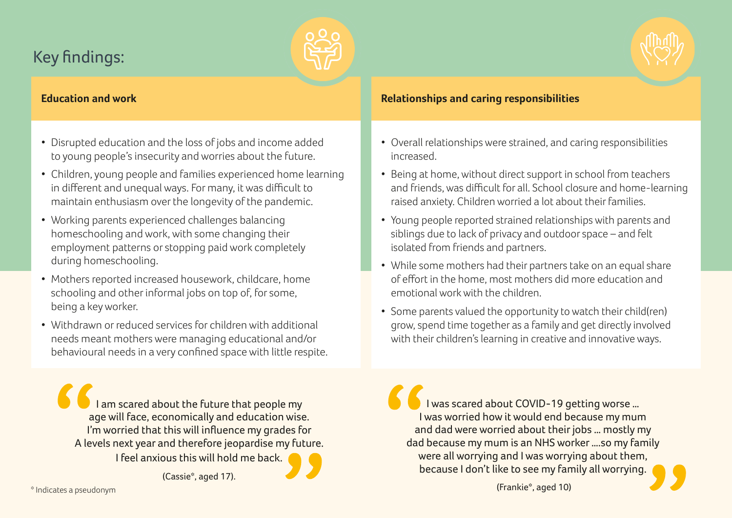## Key findings:

### Education and work

- Disrupted education and the loss of jobs and income added to young people's insecurity and worries about the future.
- Children, young people and families experienced home learning in different and unequal ways. For many, it was difficult to maintain enthusiasm over the longevity of the pandemic.
- Working parents experienced challenges balancing homeschooling and work, with some changing their employment patterns or stopping paid work completely during homeschooling.
- Mothers reported increased housework, childcare, home schooling and other informal jobs on top of, for some, being a key worker.
- Withdrawn or reduced services for children with additional needs meant mothers were managing educational and/or behavioural needs in a very confined space with little respite.

> "I am scared about the future that people my age will face, economically and education wise. I'm worried that this will influence my grades for A levels next year and therefore jeopardise my future. I feel anxious this will hold me back."
>
> (Cassie*, aged 17).

### Relationships and caring responsibilities

- Overall relationships were strained, and caring responsibilities increased.
- Being at home, without direct support in school from teachers and friends, was difficult for all. School closure and home-learning raised anxiety. Children worried a lot about their families.
- Young people reported strained relationships with parents and siblings due to lack of privacy and outdoor space – and felt isolated from friends and partners.
- While some mothers had their partners take on an equal share of effort in the home, most mothers did more education and emotional work with the children.
- Some parents valued the opportunity to watch their child(ren) grow, spend time together as a family and get directly involved with their children's learning in creative and innovative ways.

> "I was scared about COVID-19 getting worse ... I was worried how it would end because my mum and dad were worried about their jobs ... mostly my dad because my mum is an NHS worker ....so my family were all worrying and I was worrying about them, because I don't like to see my family all worrying."
>
> (Frankie*, aged 10)

* Indicates a pseudonym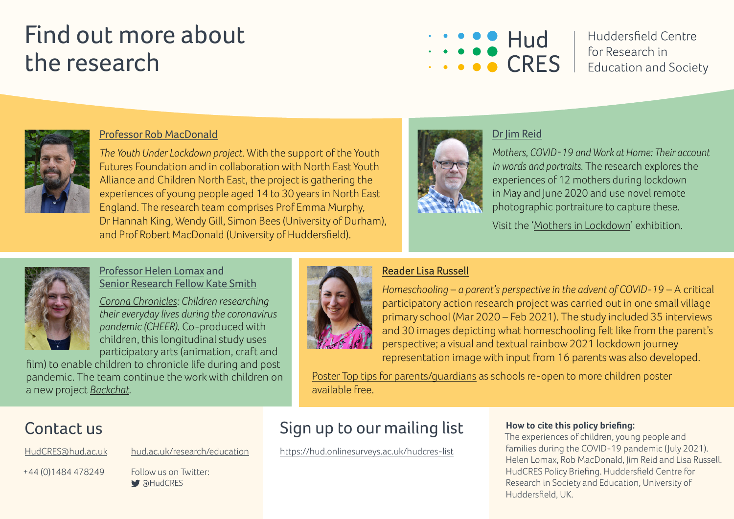# Find out more about the research

Hud CRES

Huddersfield Centre for Research in Education and Society

### Professor Rob MacDonald

*The Youth Under Lockdown project.* With the support of the Youth Futures Foundation and in collaboration with North East Youth Alliance and Children North East, the project is gathering the experiences of young people aged 14 to 30 years in North East England. The research team comprises Prof Emma Murphy, Dr Hannah King, Wendy Gill, Simon Bees (University of Durham), and Prof Robert MacDonald (University of Huddersfield).

### Dr Jim Reid

*Mothers, COVID-19 and Work at Home: Their account in words and portraits.* The research explores the experiences of 12 mothers during lockdown in May and June 2020 and use novel remote photographic portraiture to capture these.

Visit the 'Mothers in Lockdown' exhibition.

### Professor Helen Lomax and Senior Research Fellow Kate Smith

*Corona Chronicles: Children researching their everyday lives during the coronavirus pandemic (CHEER).* Co-produced with children, this longitudinal study uses participatory arts (animation, craft and film) to enable children to chronicle life during and post pandemic. The team continue the work with children on a new project *Backchat*.

### Reader Lisa Russell

*Homeschooling – a parent's perspective in the advent of COVID-19* – A critical participatory action research project was carried out in one small village primary school (Mar 2020 – Feb 2021). The study included 35 interviews and 30 images depicting what homeschooling felt like from the parent's perspective; a visual and textual rainbow 2021 lockdown journey representation image with input from 16 parents was also developed.

Poster Top tips for parents/guardians as schools re-open to more children poster available free.

## Contact us

HudCRES@hud.ac.uk

+44 (0)1484 478249

hud.ac.uk/research/education

Follow us on Twitter: @HudCRES

## Sign up to our mailing list

https://hud.onlinesurveys.ac.uk/hudcres-list

**How to cite this policy briefing:**

The experiences of children, young people and families during the COVID-19 pandemic (July 2021). Helen Lomax, Rob MacDonald, Jim Reid and Lisa Russell. HudCRES Policy Briefing. Huddersfield Centre for Research in Society and Education, University of Huddersfield, UK.